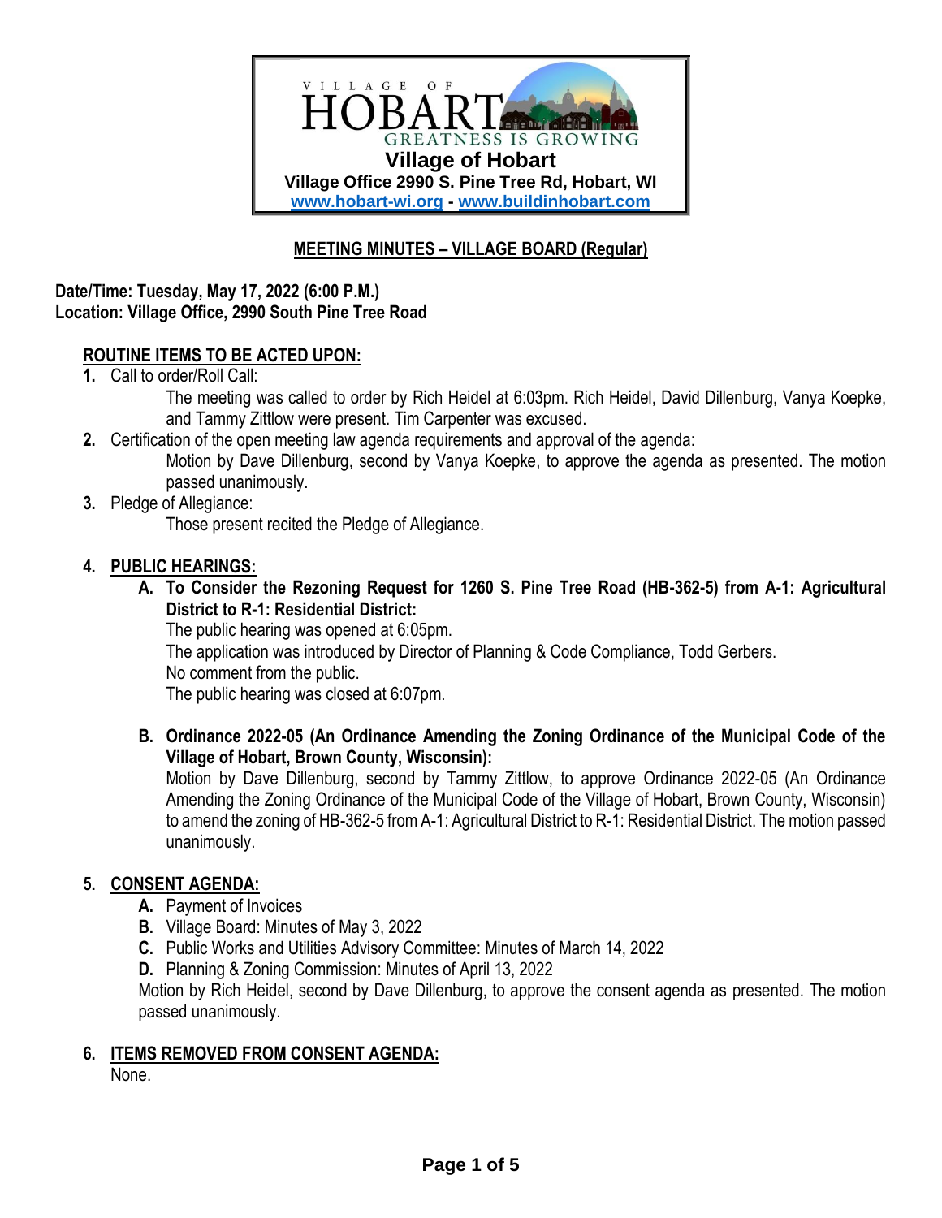VILLAGE OF

HOBART

GREATNESS IS GROWING

**Village of Hobart**

**Village Office 2990 S. Pine Tree Rd, Hobart, WI**

**www.hobart-wi.org - www.buildinhobart.com**

## MEETING MINUTES – VILLAGE BOARD (Regular)

**Date/Time: Tuesday, May 17, 2022 (6:00 P.M.)**
**Location: Village Office, 2990 South Pine Tree Road**

### ROUTINE ITEMS TO BE ACTED UPON:

1. Call to order/Roll Call:

   The meeting was called to order by Rich Heidel at 6:03pm. Rich Heidel, David Dillenburg, Vanya Koepke, and Tammy Zittlow were present. Tim Carpenter was excused.

2. Certification of the open meeting law agenda requirements and approval of the agenda:

   Motion by Dave Dillenburg, second by Vanya Koepke, to approve the agenda as presented. The motion passed unanimously.

3. Pledge of Allegiance:

   Those present recited the Pledge of Allegiance.

4. **PUBLIC HEARINGS:**

   A. **To Consider the Rezoning Request for 1260 S. Pine Tree Road (HB-362-5) from A-1: Agricultural District to R-1: Residential District:**

      The public hearing was opened at 6:05pm.
      The application was introduced by Director of Planning & Code Compliance, Todd Gerbers.
      No comment from the public.
      The public hearing was closed at 6:07pm.

   B. **Ordinance 2022-05 (An Ordinance Amending the Zoning Ordinance of the Municipal Code of the Village of Hobart, Brown County, Wisconsin):**

      Motion by Dave Dillenburg, second by Tammy Zittlow, to approve Ordinance 2022-05 (An Ordinance Amending the Zoning Ordinance of the Municipal Code of the Village of Hobart, Brown County, Wisconsin) to amend the zoning of HB-362-5 from A-1: Agricultural District to R-1: Residential District. The motion passed unanimously.

5. **CONSENT AGENDA:**

   A. Payment of Invoices
   B. Village Board: Minutes of May 3, 2022
   C. Public Works and Utilities Advisory Committee: Minutes of March 14, 2022
   D. Planning & Zoning Commission: Minutes of April 13, 2022

   Motion by Rich Heidel, second by Dave Dillenburg, to approve the consent agenda as presented. The motion passed unanimously.

6. **ITEMS REMOVED FROM CONSENT AGENDA:**

   None.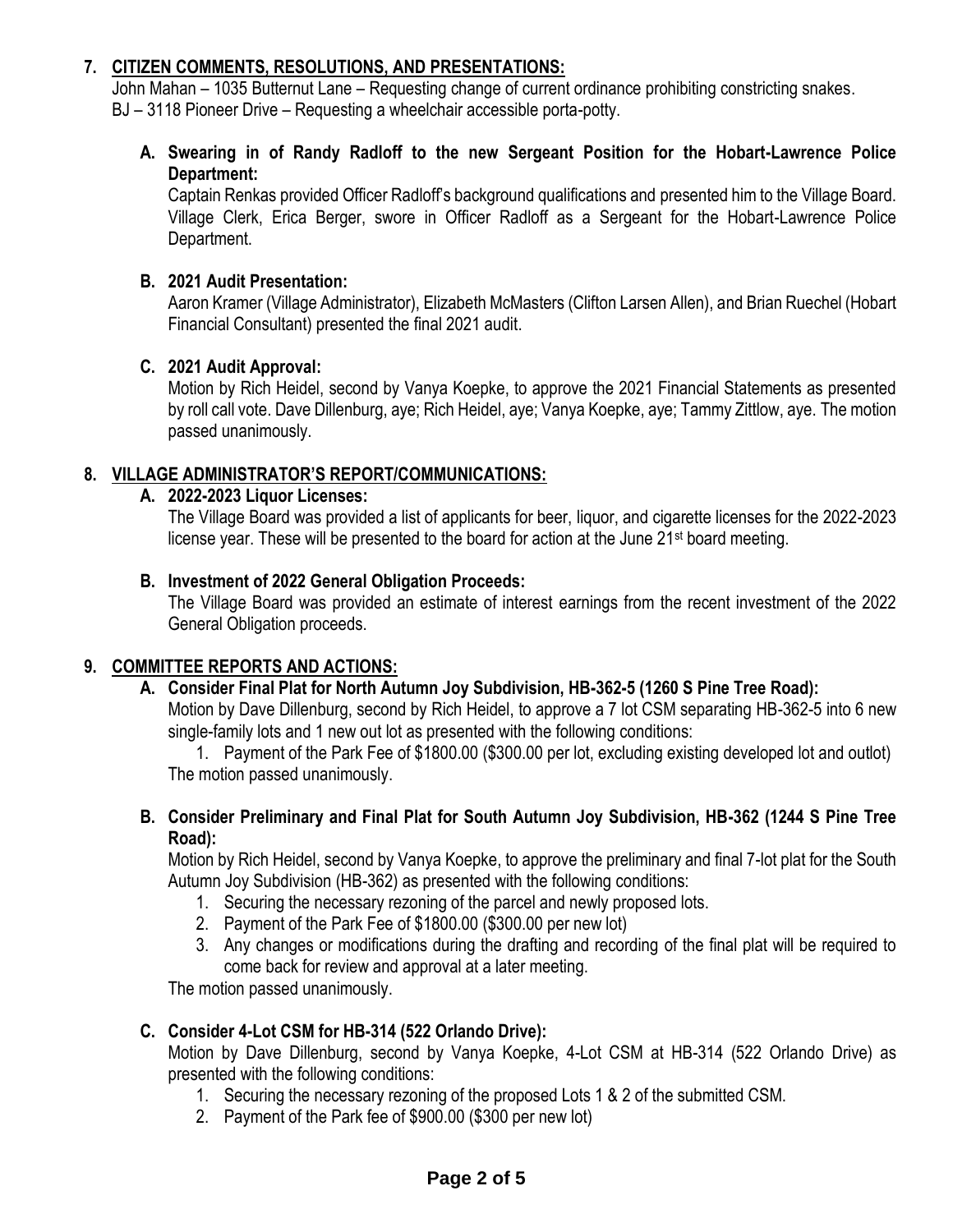## 7. CITIZEN COMMENTS, RESOLUTIONS, AND PRESENTATIONS:

John Mahan – 1035 Butternut Lane – Requesting change of current ordinance prohibiting constricting snakes.
BJ – 3118 Pioneer Drive – Requesting a wheelchair accessible porta-potty.

### A. Swearing in of Randy Radloff to the new Sergeant Position for the Hobart-Lawrence Police Department:

Captain Renkas provided Officer Radloff's background qualifications and presented him to the Village Board. Village Clerk, Erica Berger, swore in Officer Radloff as a Sergeant for the Hobart-Lawrence Police Department.

### B. 2021 Audit Presentation:

Aaron Kramer (Village Administrator), Elizabeth McMasters (Clifton Larsen Allen), and Brian Ruechel (Hobart Financial Consultant) presented the final 2021 audit.

### C. 2021 Audit Approval:

Motion by Rich Heidel, second by Vanya Koepke, to approve the 2021 Financial Statements as presented by roll call vote. Dave Dillenburg, aye; Rich Heidel, aye; Vanya Koepke, aye; Tammy Zittlow, aye. The motion passed unanimously.

## 8. VILLAGE ADMINISTRATOR'S REPORT/COMMUNICATIONS:

### A. 2022-2023 Liquor Licenses:

The Village Board was provided a list of applicants for beer, liquor, and cigarette licenses for the 2022-2023 license year. These will be presented to the board for action at the June 21st board meeting.

### B. Investment of 2022 General Obligation Proceeds:

The Village Board was provided an estimate of interest earnings from the recent investment of the 2022 General Obligation proceeds.

## 9. COMMITTEE REPORTS AND ACTIONS:

### A. Consider Final Plat for North Autumn Joy Subdivision, HB-362-5 (1260 S Pine Tree Road):

Motion by Dave Dillenburg, second by Rich Heidel, to approve a 7 lot CSM separating HB-362-5 into 6 new single-family lots and 1 new out lot as presented with the following conditions:

1. Payment of the Park Fee of $1800.00 ($300.00 per lot, excluding existing developed lot and outlot)

The motion passed unanimously.

### B. Consider Preliminary and Final Plat for South Autumn Joy Subdivision, HB-362 (1244 S Pine Tree Road):

Motion by Rich Heidel, second by Vanya Koepke, to approve the preliminary and final 7-lot plat for the South Autumn Joy Subdivision (HB-362) as presented with the following conditions:

1. Securing the necessary rezoning of the parcel and newly proposed lots.
2. Payment of the Park Fee of $1800.00 ($300.00 per new lot)
3. Any changes or modifications during the drafting and recording of the final plat will be required to come back for review and approval at a later meeting.

The motion passed unanimously.

### C. Consider 4-Lot CSM for HB-314 (522 Orlando Drive):

Motion by Dave Dillenburg, second by Vanya Koepke, 4-Lot CSM at HB-314 (522 Orlando Drive) as presented with the following conditions:

1. Securing the necessary rezoning of the proposed Lots 1 & 2 of the submitted CSM.
2. Payment of the Park fee of $900.00 ($300 per new lot)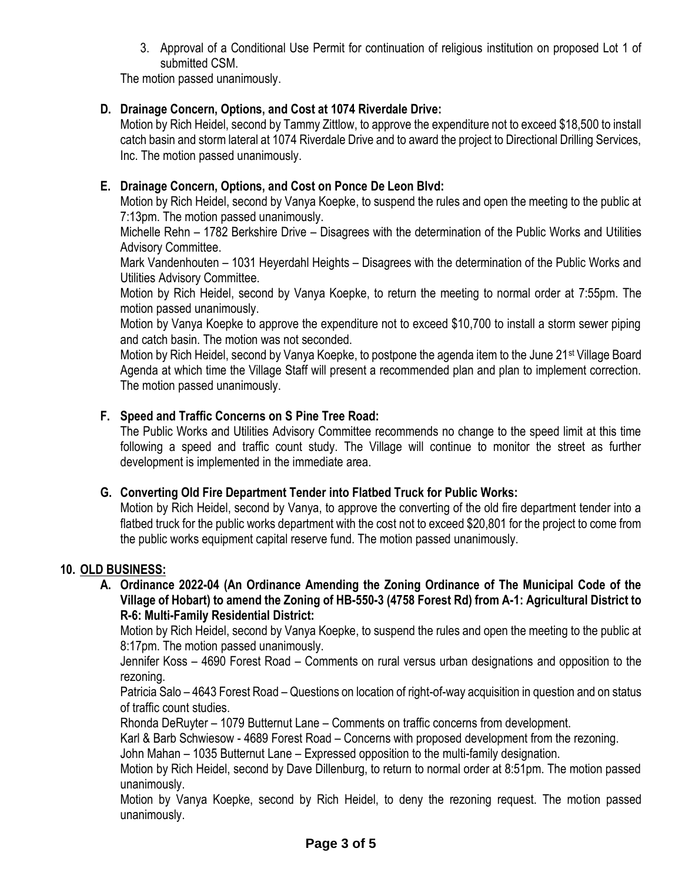3. Approval of a Conditional Use Permit for continuation of religious institution on proposed Lot 1 of submitted CSM.

The motion passed unanimously.

**D. Drainage Concern, Options, and Cost at 1074 Riverdale Drive:**

Motion by Rich Heidel, second by Tammy Zittlow, to approve the expenditure not to exceed $18,500 to install catch basin and storm lateral at 1074 Riverdale Drive and to award the project to Directional Drilling Services, Inc. The motion passed unanimously.

**E. Drainage Concern, Options, and Cost on Ponce De Leon Blvd:**

Motion by Rich Heidel, second by Vanya Koepke, to suspend the rules and open the meeting to the public at 7:13pm. The motion passed unanimously.

Michelle Rehn – 1782 Berkshire Drive – Disagrees with the determination of the Public Works and Utilities Advisory Committee.

Mark Vandenhouten – 1031 Heyerdahl Heights – Disagrees with the determination of the Public Works and Utilities Advisory Committee.

Motion by Rich Heidel, second by Vanya Koepke, to return the meeting to normal order at 7:55pm. The motion passed unanimously.

Motion by Vanya Koepke to approve the expenditure not to exceed $10,700 to install a storm sewer piping and catch basin. The motion was not seconded.

Motion by Rich Heidel, second by Vanya Koepke, to postpone the agenda item to the June 21st Village Board Agenda at which time the Village Staff will present a recommended plan and plan to implement correction. The motion passed unanimously.

**F. Speed and Traffic Concerns on S Pine Tree Road:**

The Public Works and Utilities Advisory Committee recommends no change to the speed limit at this time following a speed and traffic count study. The Village will continue to monitor the street as further development is implemented in the immediate area.

**G. Converting Old Fire Department Tender into Flatbed Truck for Public Works:**

Motion by Rich Heidel, second by Vanya, to approve the converting of the old fire department tender into a flatbed truck for the public works department with the cost not to exceed $20,801 for the project to come from the public works equipment capital reserve fund. The motion passed unanimously.

## 10. OLD BUSINESS:

**A. Ordinance 2022-04 (An Ordinance Amending the Zoning Ordinance of The Municipal Code of the Village of Hobart) to amend the Zoning of HB-550-3 (4758 Forest Rd) from A-1: Agricultural District to R-6: Multi-Family Residential District:**

Motion by Rich Heidel, second by Vanya Koepke, to suspend the rules and open the meeting to the public at 8:17pm. The motion passed unanimously.

Jennifer Koss – 4690 Forest Road – Comments on rural versus urban designations and opposition to the rezoning.

Patricia Salo – 4643 Forest Road – Questions on location of right-of-way acquisition in question and on status of traffic count studies.

Rhonda DeRuyter – 1079 Butternut Lane – Comments on traffic concerns from development.

Karl & Barb Schwiesow - 4689 Forest Road – Concerns with proposed development from the rezoning.

John Mahan – 1035 Butternut Lane – Expressed opposition to the multi-family designation.

Motion by Rich Heidel, second by Dave Dillenburg, to return to normal order at 8:51pm. The motion passed unanimously.

Motion by Vanya Koepke, second by Rich Heidel, to deny the rezoning request. The motion passed unanimously.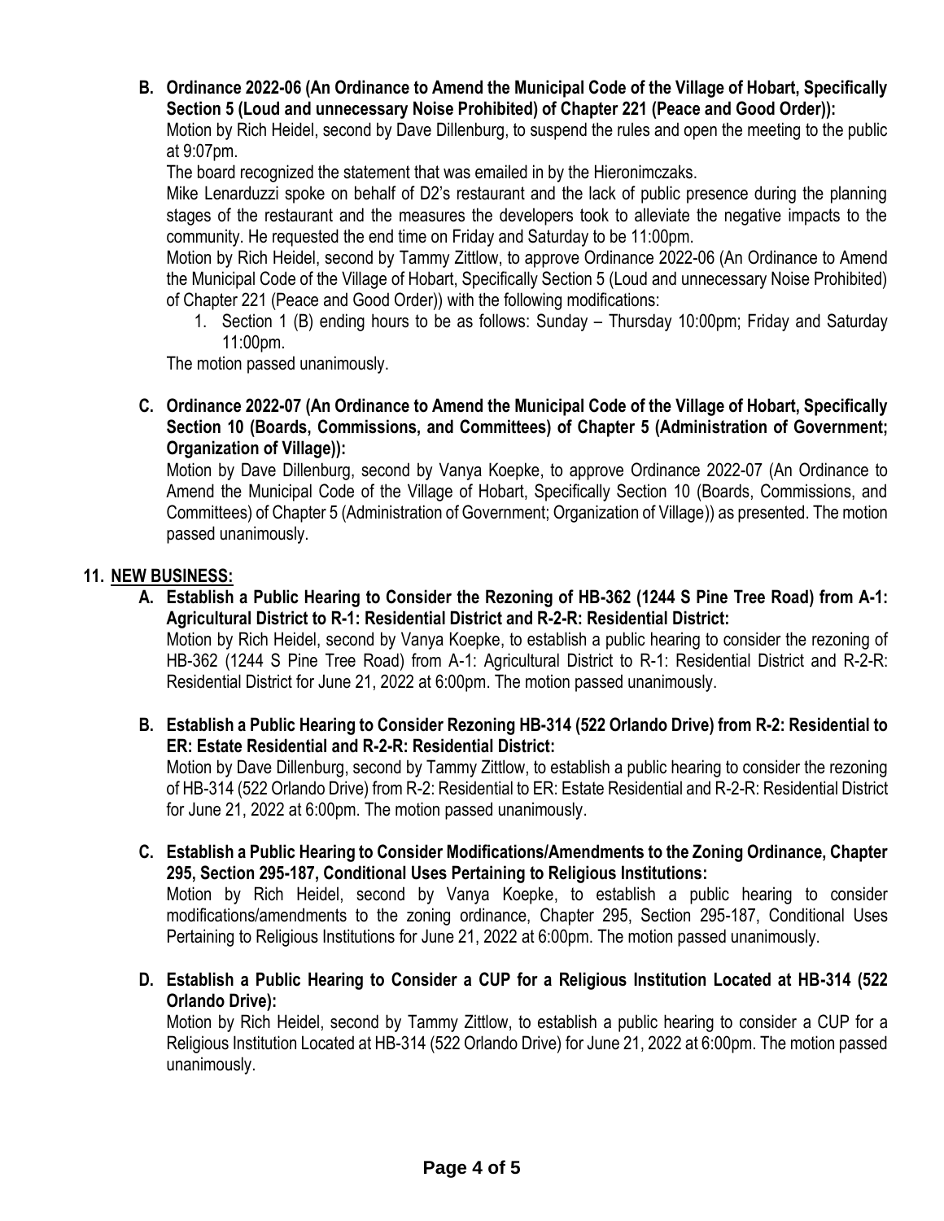**B. Ordinance 2022-06 (An Ordinance to Amend the Municipal Code of the Village of Hobart, Specifically Section 5 (Loud and unnecessary Noise Prohibited) of Chapter 221 (Peace and Good Order)):**

Motion by Rich Heidel, second by Dave Dillenburg, to suspend the rules and open the meeting to the public at 9:07pm.

The board recognized the statement that was emailed in by the Hieronimczaks.

Mike Lenarduzzi spoke on behalf of D2's restaurant and the lack of public presence during the planning stages of the restaurant and the measures the developers took to alleviate the negative impacts to the community. He requested the end time on Friday and Saturday to be 11:00pm.

Motion by Rich Heidel, second by Tammy Zittlow, to approve Ordinance 2022-06 (An Ordinance to Amend the Municipal Code of the Village of Hobart, Specifically Section 5 (Loud and unnecessary Noise Prohibited) of Chapter 221 (Peace and Good Order)) with the following modifications:

1. Section 1 (B) ending hours to be as follows: Sunday – Thursday 10:00pm; Friday and Saturday 11:00pm.

The motion passed unanimously.

**C. Ordinance 2022-07 (An Ordinance to Amend the Municipal Code of the Village of Hobart, Specifically Section 10 (Boards, Commissions, and Committees) of Chapter 5 (Administration of Government; Organization of Village)):**

Motion by Dave Dillenburg, second by Vanya Koepke, to approve Ordinance 2022-07 (An Ordinance to Amend the Municipal Code of the Village of Hobart, Specifically Section 10 (Boards, Commissions, and Committees) of Chapter 5 (Administration of Government; Organization of Village)) as presented. The motion passed unanimously.

## 11. NEW BUSINESS:

**A. Establish a Public Hearing to Consider the Rezoning of HB-362 (1244 S Pine Tree Road) from A-1: Agricultural District to R-1: Residential District and R-2-R: Residential District:**

Motion by Rich Heidel, second by Vanya Koepke, to establish a public hearing to consider the rezoning of HB-362 (1244 S Pine Tree Road) from A-1: Agricultural District to R-1: Residential District and R-2-R: Residential District for June 21, 2022 at 6:00pm. The motion passed unanimously.

**B. Establish a Public Hearing to Consider Rezoning HB-314 (522 Orlando Drive) from R-2: Residential to ER: Estate Residential and R-2-R: Residential District:**

Motion by Dave Dillenburg, second by Tammy Zittlow, to establish a public hearing to consider the rezoning of HB-314 (522 Orlando Drive) from R-2: Residential to ER: Estate Residential and R-2-R: Residential District for June 21, 2022 at 6:00pm. The motion passed unanimously.

**C. Establish a Public Hearing to Consider Modifications/Amendments to the Zoning Ordinance, Chapter 295, Section 295-187, Conditional Uses Pertaining to Religious Institutions:**

Motion by Rich Heidel, second by Vanya Koepke, to establish a public hearing to consider modifications/amendments to the zoning ordinance, Chapter 295, Section 295-187, Conditional Uses Pertaining to Religious Institutions for June 21, 2022 at 6:00pm. The motion passed unanimously.

**D. Establish a Public Hearing to Consider a CUP for a Religious Institution Located at HB-314 (522 Orlando Drive):**

Motion by Rich Heidel, second by Tammy Zittlow, to establish a public hearing to consider a CUP for a Religious Institution Located at HB-314 (522 Orlando Drive) for June 21, 2022 at 6:00pm. The motion passed unanimously.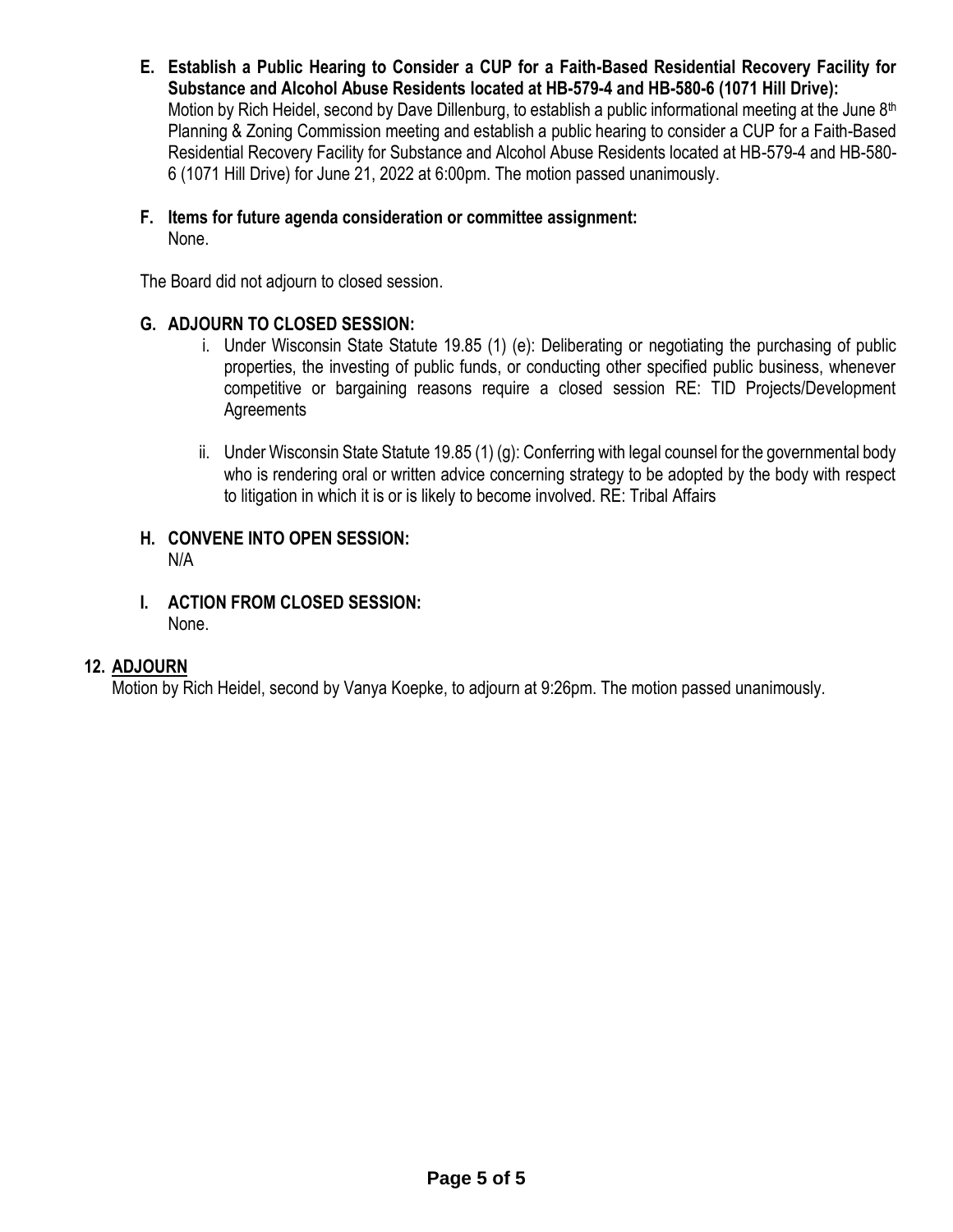**E. Establish a Public Hearing to Consider a CUP for a Faith-Based Residential Recovery Facility for Substance and Alcohol Abuse Residents located at HB-579-4 and HB-580-6 (1071 Hill Drive):**
Motion by Rich Heidel, second by Dave Dillenburg, to establish a public informational meeting at the June 8th Planning & Zoning Commission meeting and establish a public hearing to consider a CUP for a Faith-Based Residential Recovery Facility for Substance and Alcohol Abuse Residents located at HB-579-4 and HB-580-6 (1071 Hill Drive) for June 21, 2022 at 6:00pm. The motion passed unanimously.

**F. Items for future agenda consideration or committee assignment:**
None.

The Board did not adjourn to closed session.

**G. ADJOURN TO CLOSED SESSION:**

i. Under Wisconsin State Statute 19.85 (1) (e): Deliberating or negotiating the purchasing of public properties, the investing of public funds, or conducting other specified public business, whenever competitive or bargaining reasons require a closed session RE: TID Projects/Development Agreements

ii. Under Wisconsin State Statute 19.85 (1) (g): Conferring with legal counsel for the governmental body who is rendering oral or written advice concerning strategy to be adopted by the body with respect to litigation in which it is or is likely to become involved. RE: Tribal Affairs

**H. CONVENE INTO OPEN SESSION:**
N/A

**I. ACTION FROM CLOSED SESSION:**
None.

## 12. ADJOURN

Motion by Rich Heidel, second by Vanya Koepke, to adjourn at 9:26pm. The motion passed unanimously.